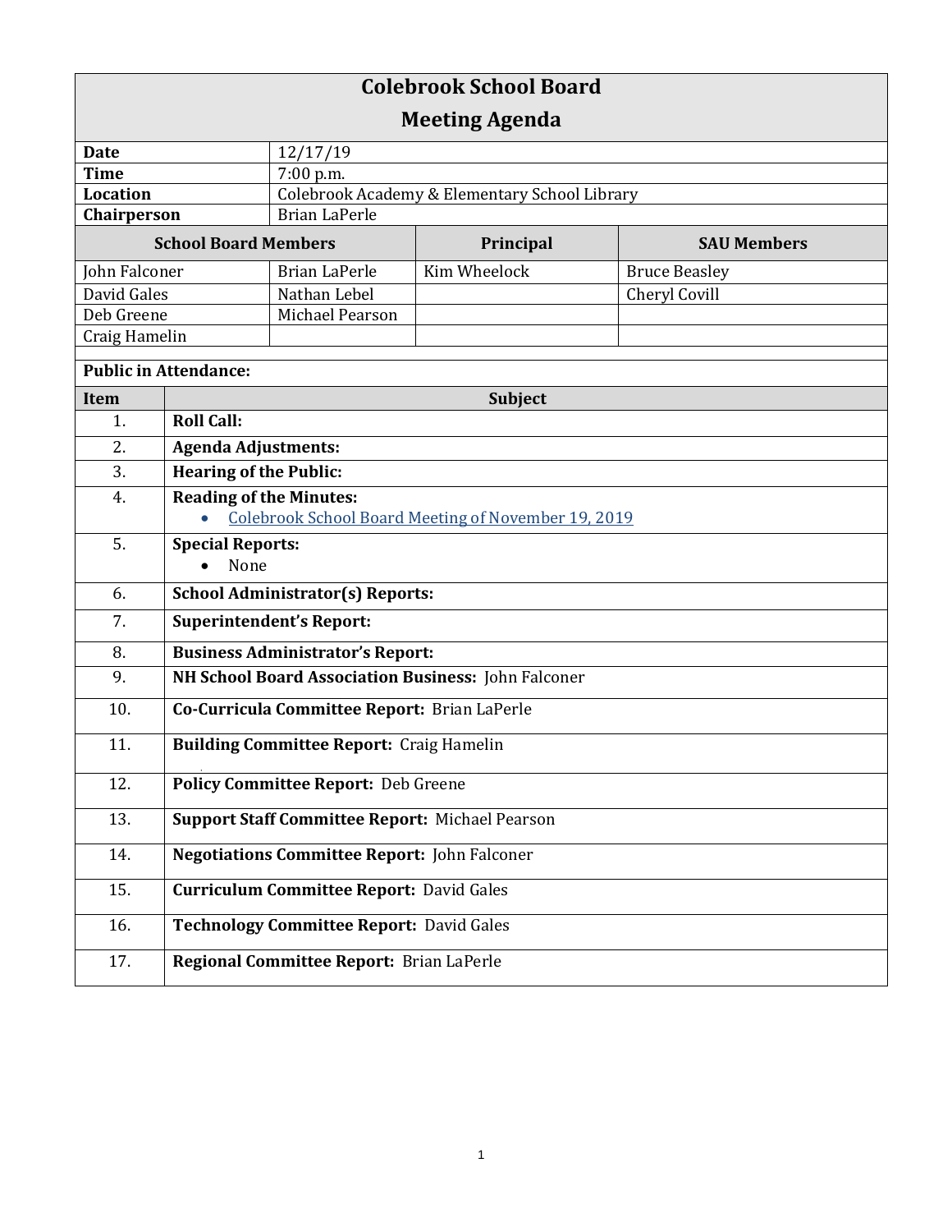# Colebrook School Board

## Meeting Agenda

| | |
|---|---|
| **Date** | 12/17/19 |
| **Time** | 7:00 p.m. |
| **Location** | Colebrook Academy & Elementary School Library |
| **Chairperson** | Brian LaPerle |

| **School Board Members** | | **Principal** | **SAU Members** |
|---|---|---|---|
| John Falconer | Brian LaPerle | Kim Wheelock | Bruce Beasley |
| David Gales | Nathan Lebel | | Cheryl Covill |
| Deb Greene | Michael Pearson | | |
| Craig Hamelin | | | |

**Public in Attendance:**

| Item | Subject |
|---|---|
| 1. | **Roll Call:** |
| 2. | **Agenda Adjustments:** |
| 3. | **Hearing of the Public:** |
| 4. | **Reading of the Minutes:** <br>• Colebrook School Board Meeting of November 19, 2019 |
| 5. | **Special Reports:** <br>• None |
| 6. | **School Administrator(s) Reports:** |
| 7. | **Superintendent's Report:** |
| 8. | **Business Administrator's Report:** |
| 9. | **NH School Board Association Business:** John Falconer |
| 10. | **Co-Curricula Committee Report:** Brian LaPerle |
| 11. | **Building Committee Report:** Craig Hamelin |
| 12. | **Policy Committee Report:** Deb Greene |
| 13. | **Support Staff Committee Report:** Michael Pearson |
| 14. | **Negotiations Committee Report:** John Falconer |
| 15. | **Curriculum Committee Report:** David Gales |
| 16. | **Technology Committee Report:** David Gales |
| 17. | **Regional Committee Report:** Brian LaPerle |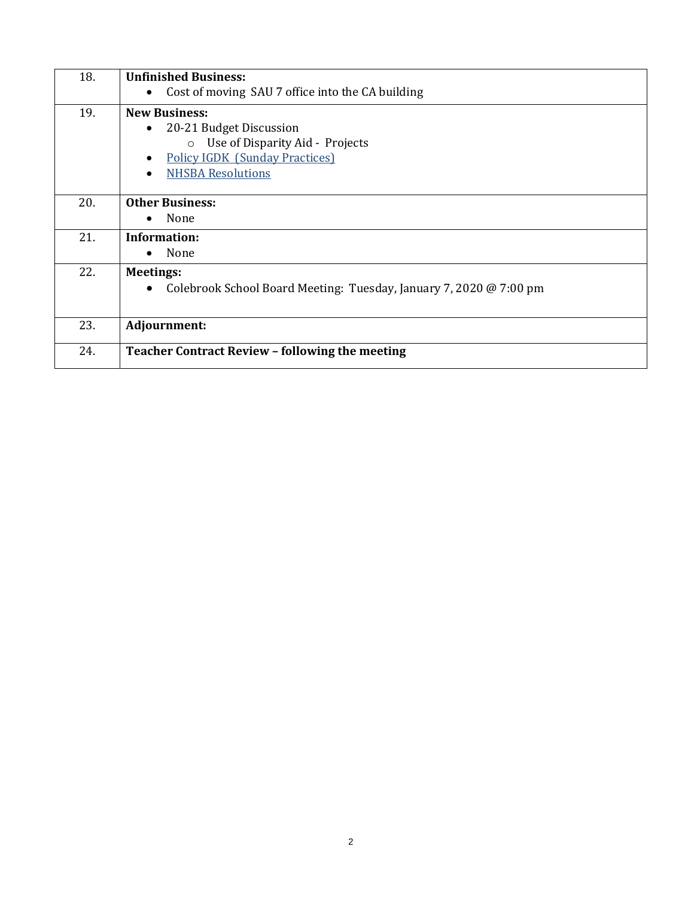| | |
|---|---|
| 18. | **Unfinished Business:**<br>• Cost of moving SAU 7 office into the CA building |
| 19. | **New Business:**<br>• 20-21 Budget Discussion<br>  ○ Use of Disparity Aid - Projects<br>• Policy IGDK (Sunday Practices)<br>• NHSBA Resolutions |
| 20. | **Other Business:**<br>• None |
| 21. | **Information:**<br>• None |
| 22. | **Meetings:**<br>• Colebrook School Board Meeting: Tuesday, January 7, 2020 @ 7:00 pm |
| 23. | **Adjournment:** |
| 24. | **Teacher Contract Review – following the meeting** |